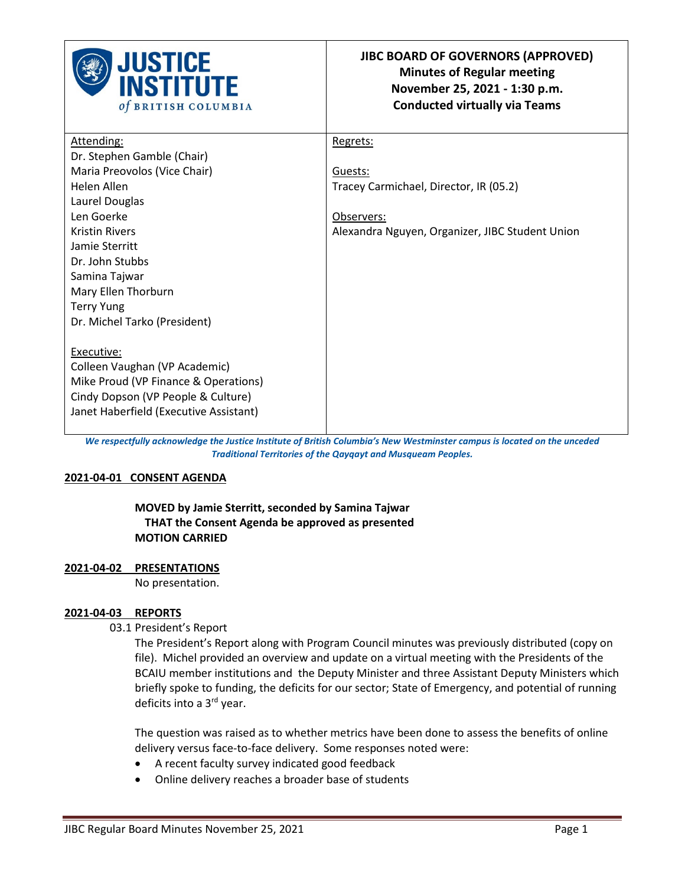| JUSTICE INSTITUTE of BRITISH COLUMBIA | **JIBC BOARD OF GOVERNORS (APPROVED)**<br>**Minutes of Regular meeting**<br>**November 25, 2021 - 1:30 p.m.**<br>**Conducted virtually via Teams** |
|---|---|
| Attending:<br>Dr. Stephen Gamble (Chair)<br>Maria Preovolos (Vice Chair)<br>Helen Allen<br>Laurel Douglas<br>Len Goerke<br>Kristin Rivers<br>Jamie Sterritt<br>Dr. John Stubbs<br>Samina Tajwar<br>Mary Ellen Thorburn<br>Terry Yung<br>Dr. Michel Tarko (President)<br><br>Executive:<br>Colleen Vaughan (VP Academic)<br>Mike Proud (VP Finance & Operations)<br>Cindy Dopson (VP People & Culture)<br>Janet Haberfield (Executive Assistant) | Regrets:<br><br>Guests:<br>Tracey Carmichael, Director, IR (05.2)<br><br>Observers:<br>Alexandra Nguyen, Organizer, JIBC Student Union |

***We respectfully acknowledge the Justice Institute of British Columbia's New Westminster campus is located on the unceded Traditional Territories of the Qayqayt and Musqueam Peoples.***

## 2021-04-01 CONSENT AGENDA

**MOVED by Jamie Sterritt, seconded by Samina Tajwar**
**THAT the Consent Agenda be approved as presented**
**MOTION CARRIED**

## 2021-04-02 PRESENTATIONS

No presentation.

## 2021-04-03 REPORTS

03.1 President's Report

The President's Report along with Program Council minutes was previously distributed (copy on file). Michel provided an overview and update on a virtual meeting with the Presidents of the BCAIU member institutions and the Deputy Minister and three Assistant Deputy Ministers which briefly spoke to funding, the deficits for our sector; State of Emergency, and potential of running deficits into a 3rd year.

The question was raised as to whether metrics have been done to assess the benefits of online delivery versus face-to-face delivery. Some responses noted were:

- A recent faculty survey indicated good feedback
- Online delivery reaches a broader base of students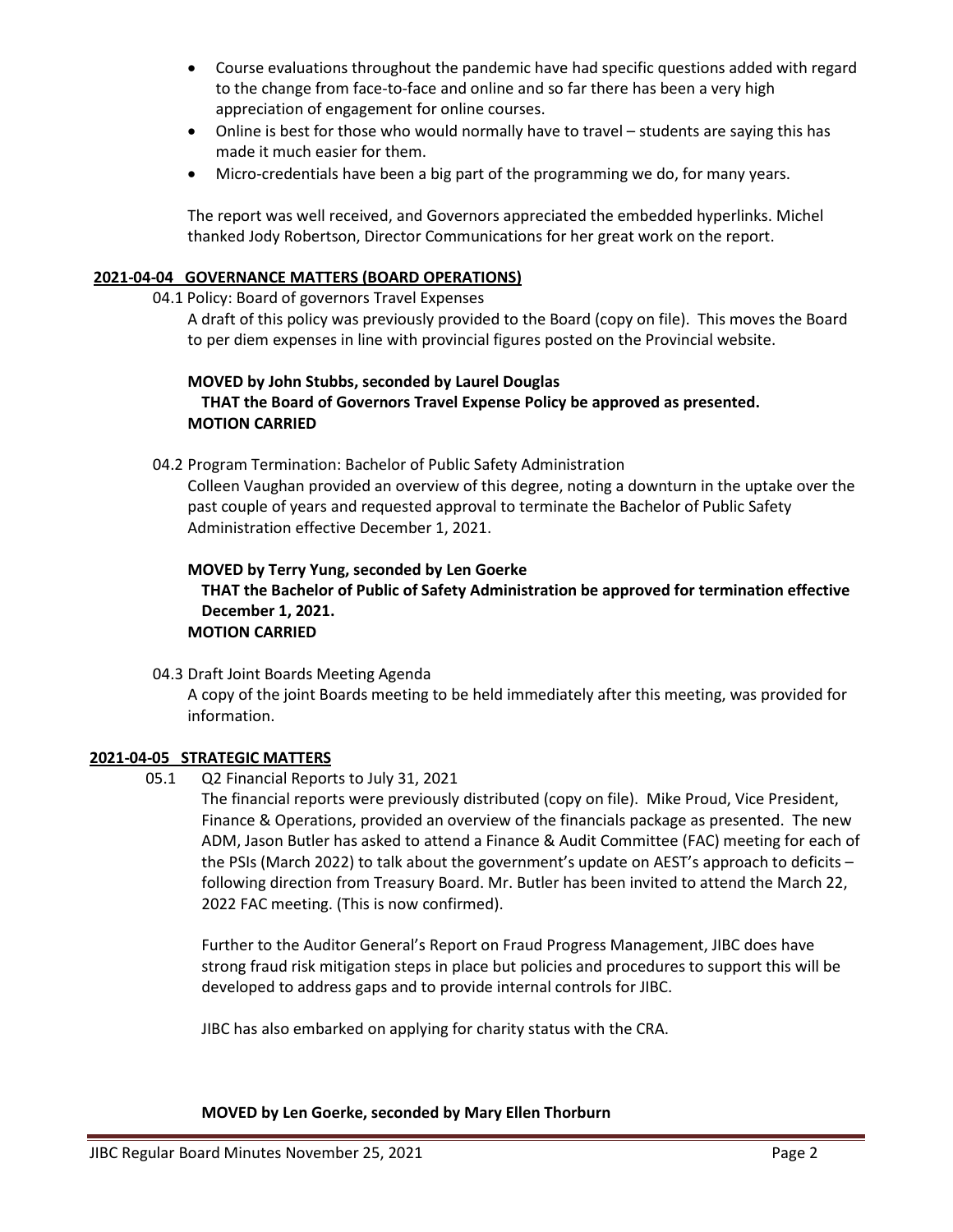- Course evaluations throughout the pandemic have had specific questions added with regard to the change from face-to-face and online and so far there has been a very high appreciation of engagement for online courses.
- Online is best for those who would normally have to travel – students are saying this has made it much easier for them.
- Micro-credentials have been a big part of the programming we do, for many years.

The report was well received, and Governors appreciated the embedded hyperlinks. Michel thanked Jody Robertson, Director Communications for her great work on the report.

## 2021-04-04 GOVERNANCE MATTERS (BOARD OPERATIONS)

04.1 Policy: Board of governors Travel Expenses

A draft of this policy was previously provided to the Board (copy on file). This moves the Board to per diem expenses in line with provincial figures posted on the Provincial website.

**MOVED by John Stubbs, seconded by Laurel Douglas**
**THAT the Board of Governors Travel Expense Policy be approved as presented.**
**MOTION CARRIED**

04.2 Program Termination: Bachelor of Public Safety Administration

Colleen Vaughan provided an overview of this degree, noting a downturn in the uptake over the past couple of years and requested approval to terminate the Bachelor of Public Safety Administration effective December 1, 2021.

**MOVED by Terry Yung, seconded by Len Goerke**
**THAT the Bachelor of Public of Safety Administration be approved for termination effective December 1, 2021.**
**MOTION CARRIED**

04.3 Draft Joint Boards Meeting Agenda

A copy of the joint Boards meeting to be held immediately after this meeting, was provided for information.

## 2021-04-05 STRATEGIC MATTERS

05.1 Q2 Financial Reports to July 31, 2021

The financial reports were previously distributed (copy on file). Mike Proud, Vice President, Finance & Operations, provided an overview of the financials package as presented. The new ADM, Jason Butler has asked to attend a Finance & Audit Committee (FAC) meeting for each of the PSIs (March 2022) to talk about the government's update on AEST's approach to deficits – following direction from Treasury Board. Mr. Butler has been invited to attend the March 22, 2022 FAC meeting. (This is now confirmed).

Further to the Auditor General's Report on Fraud Progress Management, JIBC does have strong fraud risk mitigation steps in place but policies and procedures to support this will be developed to address gaps and to provide internal controls for JIBC.

JIBC has also embarked on applying for charity status with the CRA.

**MOVED by Len Goerke, seconded by Mary Ellen Thorburn**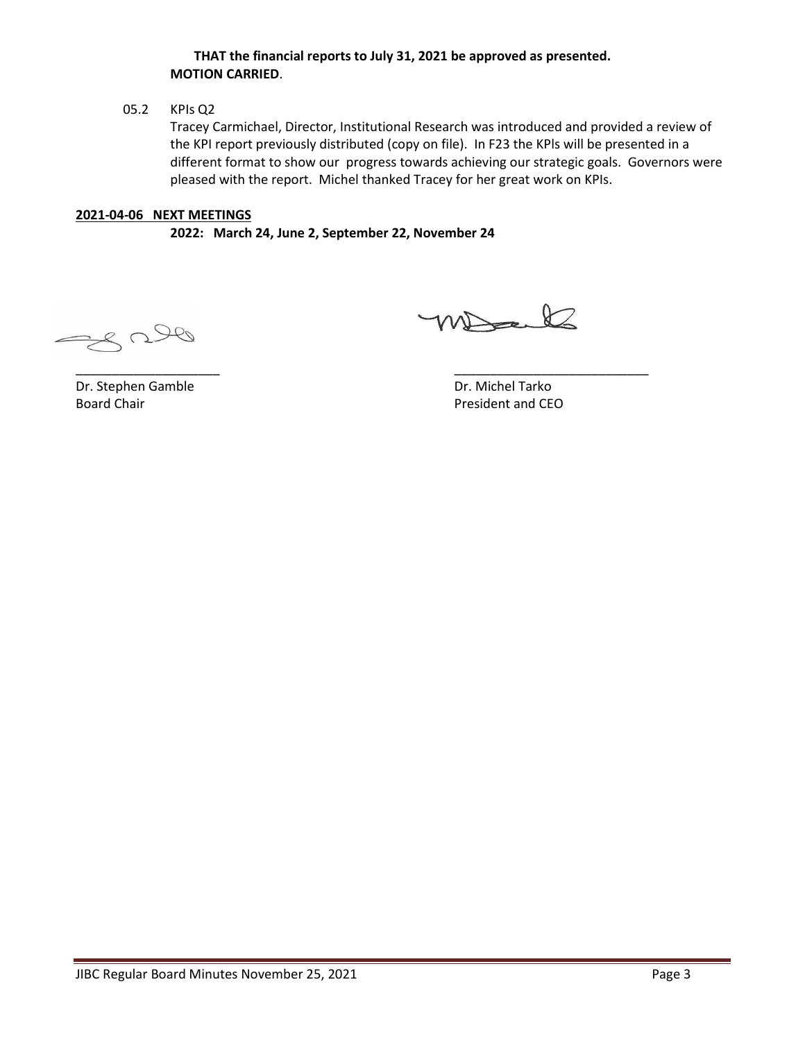**THAT the financial reports to July 31, 2021 be approved as presented.**
**MOTION CARRIED**.

05.2 KPIs Q2

Tracey Carmichael, Director, Institutional Research was introduced and provided a review of the KPI report previously distributed (copy on file). In F23 the KPIs will be presented in a different format to show our progress towards achieving our strategic goals. Governors were pleased with the report. Michel thanked Tracey for her great work on KPIs.

**2021-04-06 NEXT MEETINGS**

**2022: March 24, June 2, September 22, November 24**

\_\_\_\_\_\_\_\_\_\_\_\_\_\_\_\_\_\_\_\_
Dr. Stephen Gamble
Board Chair

\_\_\_\_\_\_\_\_\_\_\_\_\_\_\_\_\_\_\_\_\_\_\_\_\_\_\_
Dr. Michel Tarko
President and CEO